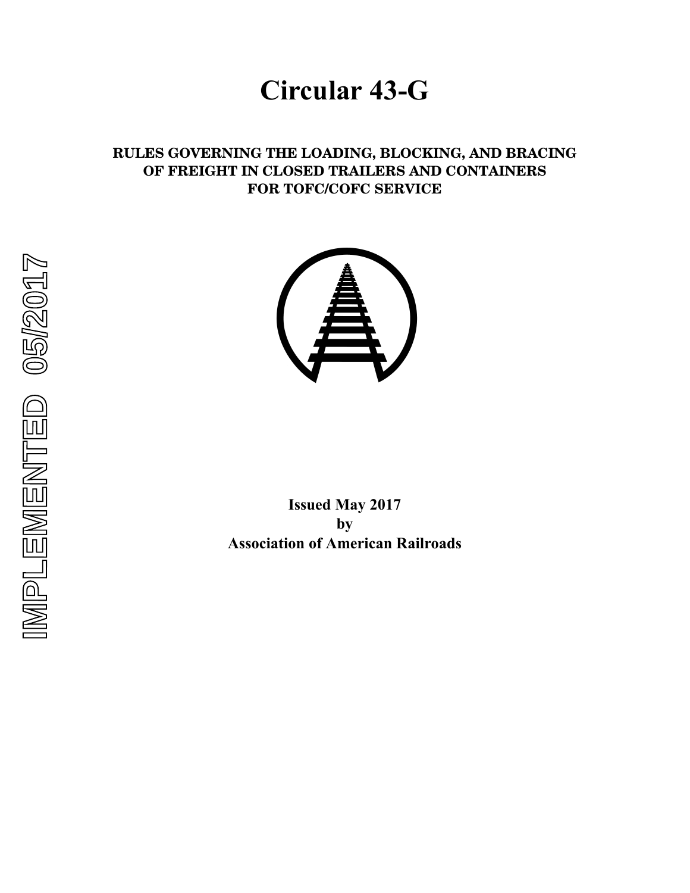# Circular 43-G

**RULES GOVERNING THE LOADING, BLOCKING, AND BRACING OF FREIGHT IN CLOSED TRAILERS AND CONTAINERS FOR TOFC/COFC SERVICE**

IMPLEMENTED 05/2017

**Issued May 2017**
**by**
**Association of American Railroads**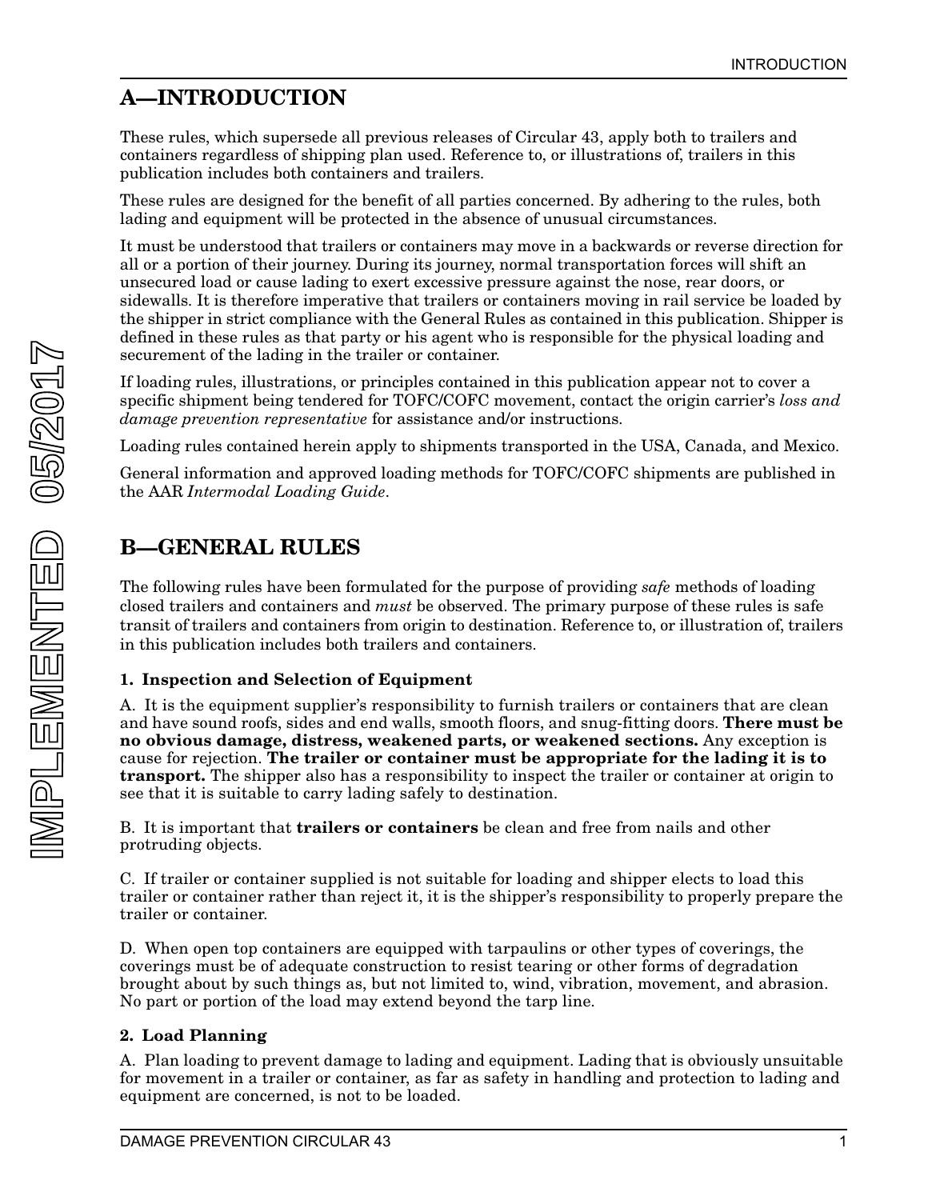## A—INTRODUCTION

These rules, which supersede all previous releases of Circular 43, apply both to trailers and containers regardless of shipping plan used. Reference to, or illustrations of, trailers in this publication includes both containers and trailers.

These rules are designed for the benefit of all parties concerned. By adhering to the rules, both lading and equipment will be protected in the absence of unusual circumstances.

It must be understood that trailers or containers may move in a backwards or reverse direction for all or a portion of their journey. During its journey, normal transportation forces will shift an unsecured load or cause lading to exert excessive pressure against the nose, rear doors, or sidewalls. It is therefore imperative that trailers or containers moving in rail service be loaded by the shipper in strict compliance with the General Rules as contained in this publication. Shipper is defined in these rules as that party or his agent who is responsible for the physical loading and securement of the lading in the trailer or container.

If loading rules, illustrations, or principles contained in this publication appear not to cover a specific shipment being tendered for TOFC/COFC movement, contact the origin carrier's *loss and damage prevention representative* for assistance and/or instructions.

Loading rules contained herein apply to shipments transported in the USA, Canada, and Mexico.

General information and approved loading methods for TOFC/COFC shipments are published in the AAR *Intermodal Loading Guide*.

## B—GENERAL RULES

The following rules have been formulated for the purpose of providing *safe* methods of loading closed trailers and containers and *must* be observed. The primary purpose of these rules is safe transit of trailers and containers from origin to destination. Reference to, or illustration of, trailers in this publication includes both trailers and containers.

### 1. Inspection and Selection of Equipment

A. It is the equipment supplier's responsibility to furnish trailers or containers that are clean and have sound roofs, sides and end walls, smooth floors, and snug-fitting doors. **There must be no obvious damage, distress, weakened parts, or weakened sections.** Any exception is cause for rejection. **The trailer or container must be appropriate for the lading it is to transport.** The shipper also has a responsibility to inspect the trailer or container at origin to see that it is suitable to carry lading safely to destination.

B. It is important that **trailers or containers** be clean and free from nails and other protruding objects.

C. If trailer or container supplied is not suitable for loading and shipper elects to load this trailer or container rather than reject it, it is the shipper's responsibility to properly prepare the trailer or container.

D. When open top containers are equipped with tarpaulins or other types of coverings, the coverings must be of adequate construction to resist tearing or other forms of degradation brought about by such things as, but not limited to, wind, vibration, movement, and abrasion. No part or portion of the load may extend beyond the tarp line.

### 2. Load Planning

A. Plan loading to prevent damage to lading and equipment. Lading that is obviously unsuitable for movement in a trailer or container, as far as safety in handling and protection to lading and equipment are concerned, is not to be loaded.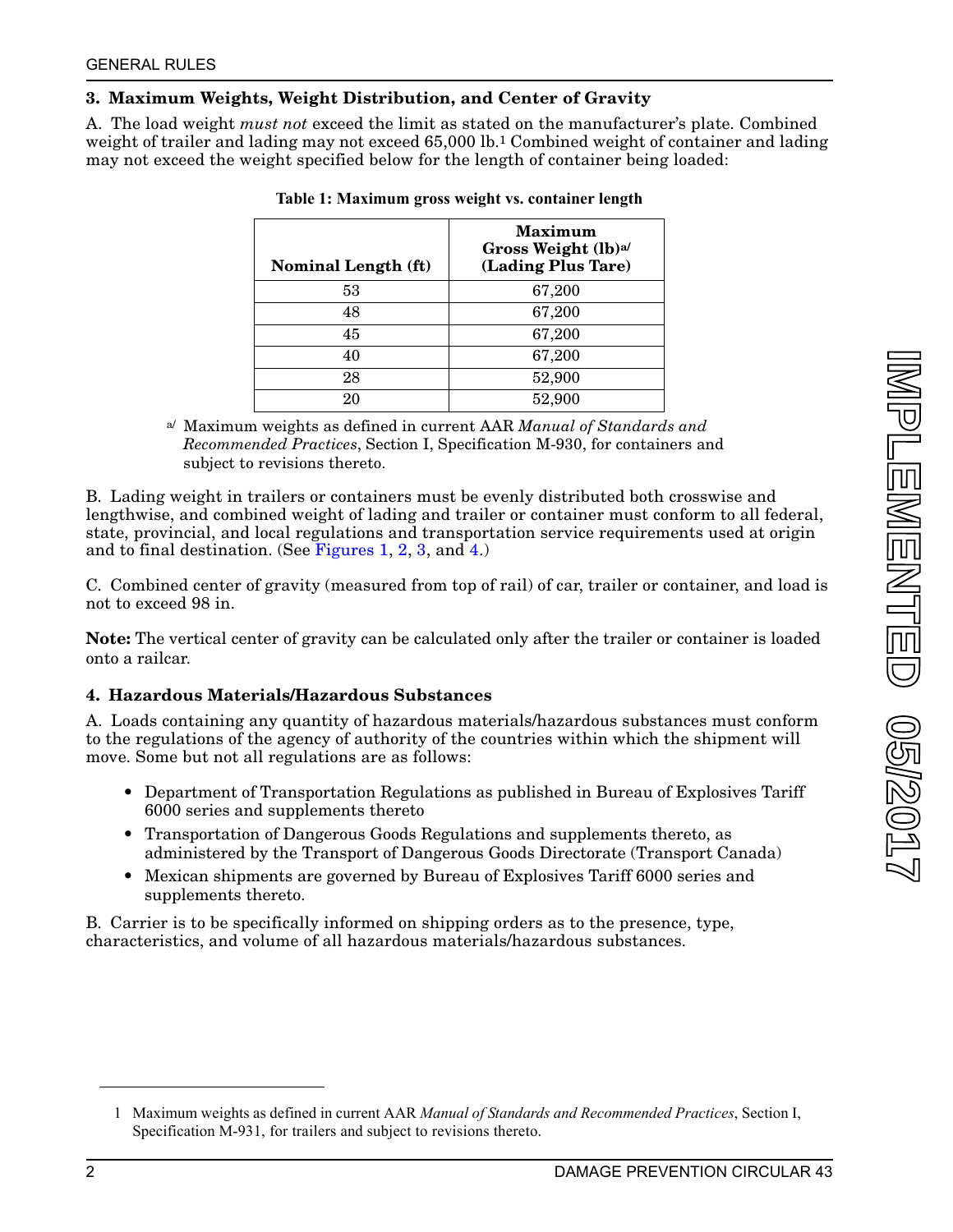## 3. Maximum Weights, Weight Distribution, and Center of Gravity

A. The load weight *must not* exceed the limit as stated on the manufacturer's plate. Combined weight of trailer and lading may not exceed 65,000 lb.[1] Combined weight of container and lading may not exceed the weight specified below for the length of container being loaded:

**Table 1: Maximum gross weight vs. container length**

| Nominal Length (ft) | Maximum Gross Weight (lb)[a/] (Lading Plus Tare) |
|---|---|
| 53 | 67,200 |
| 48 | 67,200 |
| 45 | 67,200 |
| 40 | 67,200 |
| 28 | 52,900 |
| 20 | 52,900 |

[a/] Maximum weights as defined in current AAR *Manual of Standards and Recommended Practices*, Section I, Specification M-930, for containers and subject to revisions thereto.

B. Lading weight in trailers or containers must be evenly distributed both crosswise and lengthwise, and combined weight of lading and trailer or container must conform to all federal, state, provincial, and local regulations and transportation service requirements used at origin and to final destination. (See Figures 1, 2, 3, and 4.)

C. Combined center of gravity (measured from top of rail) of car, trailer or container, and load is not to exceed 98 in.

**Note:** The vertical center of gravity can be calculated only after the trailer or container is loaded onto a railcar.

## 4. Hazardous Materials/Hazardous Substances

A. Loads containing any quantity of hazardous materials/hazardous substances must conform to the regulations of the agency of authority of the countries within which the shipment will move. Some but not all regulations are as follows:

- Department of Transportation Regulations as published in Bureau of Explosives Tariff 6000 series and supplements thereto
- Transportation of Dangerous Goods Regulations and supplements thereto, as administered by the Transport of Dangerous Goods Directorate (Transport Canada)
- Mexican shipments are governed by Bureau of Explosives Tariff 6000 series and supplements thereto.

B. Carrier is to be specifically informed on shipping orders as to the presence, type, characteristics, and volume of all hazardous materials/hazardous substances.

---

[1] Maximum weights as defined in current AAR *Manual of Standards and Recommended Practices*, Section I, Specification M-931, for trailers and subject to revisions thereto.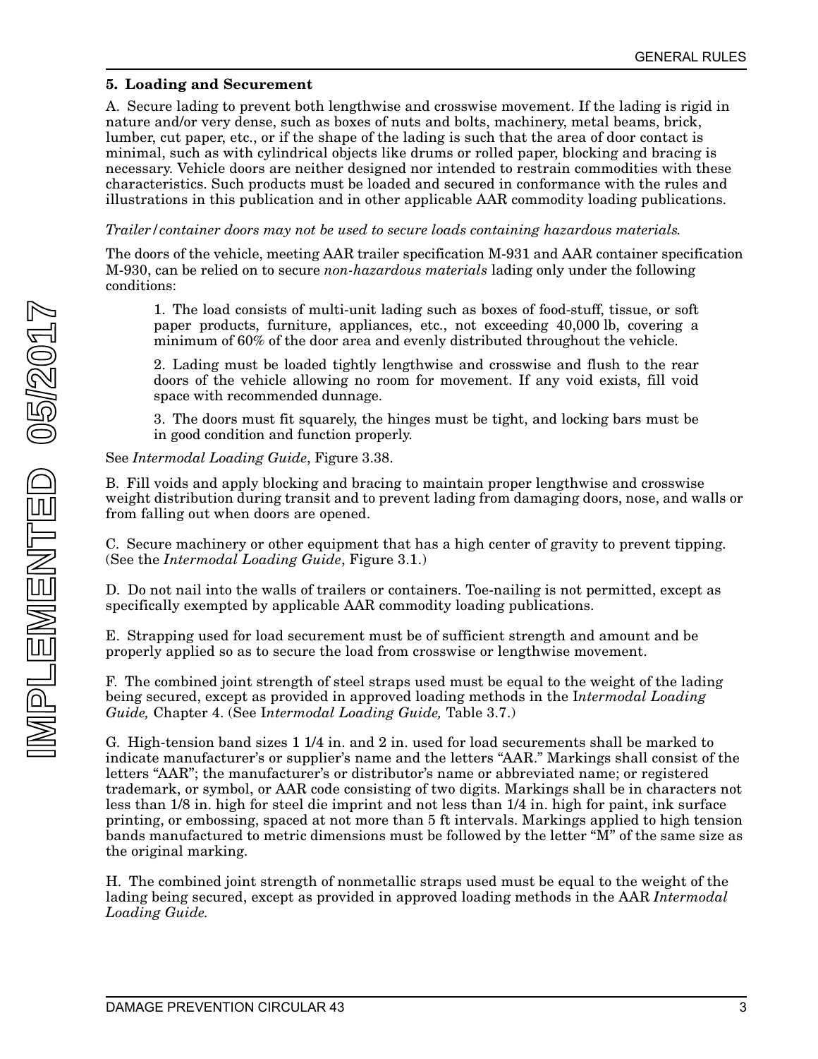### 5. Loading and Securement

A. Secure lading to prevent both lengthwise and crosswise movement. If the lading is rigid in nature and/or very dense, such as boxes of nuts and bolts, machinery, metal beams, brick, lumber, cut paper, etc., or if the shape of the lading is such that the area of door contact is minimal, such as with cylindrical objects like drums or rolled paper, blocking and bracing is necessary. Vehicle doors are neither designed nor intended to restrain commodities with these characteristics. Such products must be loaded and secured in conformance with the rules and illustrations in this publication and in other applicable AAR commodity loading publications.

*Trailer/container doors may not be used to secure loads containing hazardous materials.*

The doors of the vehicle, meeting AAR trailer specification M-931 and AAR container specification M-930, can be relied on to secure *non-hazardous materials* lading only under the following conditions:

1. The load consists of multi-unit lading such as boxes of food-stuff, tissue, or soft paper products, furniture, appliances, etc., not exceeding 40,000 lb, covering a minimum of 60% of the door area and evenly distributed throughout the vehicle.

2. Lading must be loaded tightly lengthwise and crosswise and flush to the rear doors of the vehicle allowing no room for movement. If any void exists, fill void space with recommended dunnage.

3. The doors must fit squarely, the hinges must be tight, and locking bars must be in good condition and function properly.

See *Intermodal Loading Guide*, Figure 3.38.

B. Fill voids and apply blocking and bracing to maintain proper lengthwise and crosswise weight distribution during transit and to prevent lading from damaging doors, nose, and walls or from falling out when doors are opened.

C. Secure machinery or other equipment that has a high center of gravity to prevent tipping. (See the *Intermodal Loading Guide*, Figure 3.1.)

D. Do not nail into the walls of trailers or containers. Toe-nailing is not permitted, except as specifically exempted by applicable AAR commodity loading publications.

E. Strapping used for load securement must be of sufficient strength and amount and be properly applied so as to secure the load from crosswise or lengthwise movement.

F. The combined joint strength of steel straps used must be equal to the weight of the lading being secured, except as provided in approved loading methods in the I*ntermodal Loading Guide,* Chapter 4. (See I*ntermodal Loading Guide,* Table 3.7.)

G. High-tension band sizes 1 1/4 in. and 2 in. used for load securements shall be marked to indicate manufacturer's or supplier's name and the letters "AAR." Markings shall consist of the letters "AAR"; the manufacturer's or distributor's name or abbreviated name; or registered trademark, or symbol, or AAR code consisting of two digits. Markings shall be in characters not less than 1/8 in. high for steel die imprint and not less than 1/4 in. high for paint, ink surface printing, or embossing, spaced at not more than 5 ft intervals. Markings applied to high tension bands manufactured to metric dimensions must be followed by the letter "M" of the same size as the original marking.

H. The combined joint strength of nonmetallic straps used must be equal to the weight of the lading being secured, except as provided in approved loading methods in the AAR *Intermodal Loading Guide.*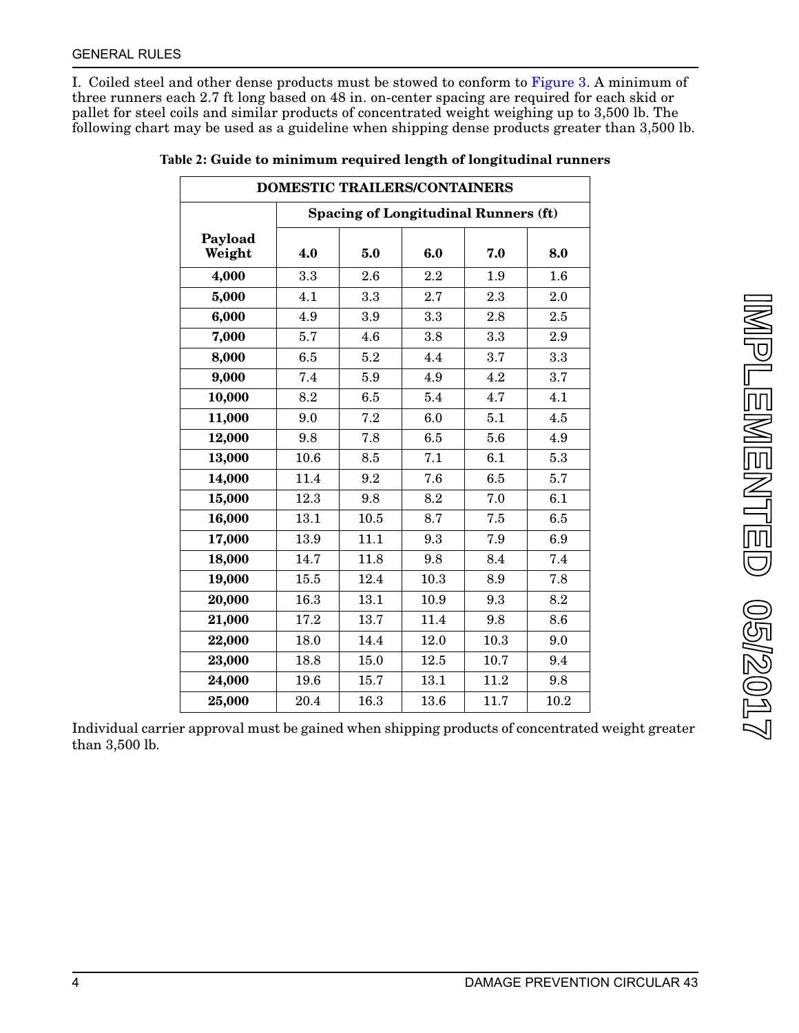I. Coiled steel and other dense products must be stowed to conform to Figure 3. A minimum of three runners each 2.7 ft long based on 48 in. on-center spacing are required for each skid or pallet for steel coils and similar products of concentrated weight weighing up to 3,500 lb. The following chart may be used as a guideline when shipping dense products greater than 3,500 lb.

**Table 2: Guide to minimum required length of longitudinal runners**

| DOMESTIC TRAILERS/CONTAINERS | | | | | |
|---|---|---|---|---|---|
| | Spacing of Longitudinal Runners (ft) | | | | |
| **Payload Weight** | **4.0** | **5.0** | **6.0** | **7.0** | **8.0** |
| **4,000** | 3.3 | 2.6 | 2.2 | 1.9 | 1.6 |
| **5,000** | 4.1 | 3.3 | 2.7 | 2.3 | 2.0 |
| **6,000** | 4.9 | 3.9 | 3.3 | 2.8 | 2.5 |
| **7,000** | 5.7 | 4.6 | 3.8 | 3.3 | 2.9 |
| **8,000** | 6.5 | 5.2 | 4.4 | 3.7 | 3.3 |
| **9,000** | 7.4 | 5.9 | 4.9 | 4.2 | 3.7 |
| **10,000** | 8.2 | 6.5 | 5.4 | 4.7 | 4.1 |
| **11,000** | 9.0 | 7.2 | 6.0 | 5.1 | 4.5 |
| **12,000** | 9.8 | 7.8 | 6.5 | 5.6 | 4.9 |
| **13,000** | 10.6 | 8.5 | 7.1 | 6.1 | 5.3 |
| **14,000** | 11.4 | 9.2 | 7.6 | 6.5 | 5.7 |
| **15,000** | 12.3 | 9.8 | 8.2 | 7.0 | 6.1 |
| **16,000** | 13.1 | 10.5 | 8.7 | 7.5 | 6.5 |
| **17,000** | 13.9 | 11.1 | 9.3 | 7.9 | 6.9 |
| **18,000** | 14.7 | 11.8 | 9.8 | 8.4 | 7.4 |
| **19,000** | 15.5 | 12.4 | 10.3 | 8.9 | 7.8 |
| **20,000** | 16.3 | 13.1 | 10.9 | 9.3 | 8.2 |
| **21,000** | 17.2 | 13.7 | 11.4 | 9.8 | 8.6 |
| **22,000** | 18.0 | 14.4 | 12.0 | 10.3 | 9.0 |
| **23,000** | 18.8 | 15.0 | 12.5 | 10.7 | 9.4 |
| **24,000** | 19.6 | 15.7 | 13.1 | 11.2 | 9.8 |
| **25,000** | 20.4 | 16.3 | 13.6 | 11.7 | 10.2 |

Individual carrier approval must be gained when shipping products of concentrated weight greater than 3,500 lb.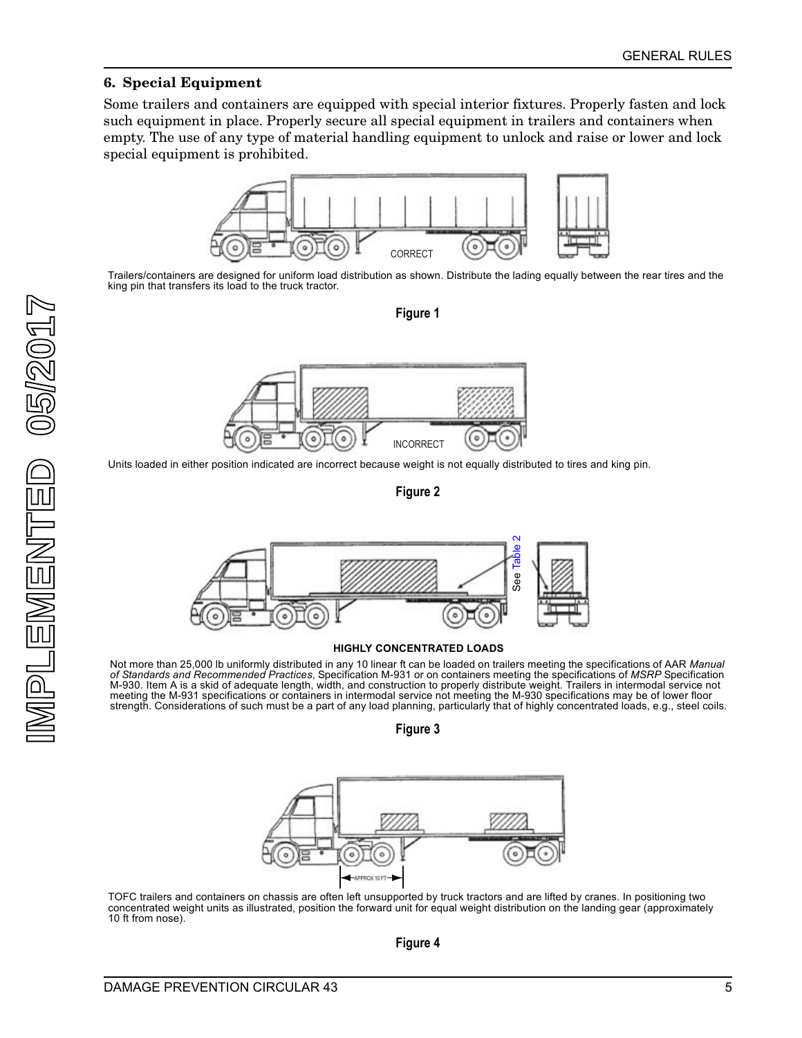### 6. Special Equipment

Some trailers and containers are equipped with special interior fixtures. Properly fasten and lock such equipment in place. Properly secure all special equipment in trailers and containers when empty. The use of any type of material handling equipment to unlock and raise or lower and lock special equipment is prohibited.

CORRECT

Trailers/containers are designed for uniform load distribution as shown. Distribute the lading equally between the rear tires and the king pin that transfers its load to the truck tractor.

**Figure 1**

INCORRECT

Units loaded in either position indicated are incorrect because weight is not equally distributed to tires and king pin.

**Figure 2**

See Table 2

**HIGHLY CONCENTRATED LOADS**

Not more than 25,000 lb uniformly distributed in any 10 linear ft can be loaded on trailers meeting the specifications of AAR *Manual of Standards and Recommended Practices*, Specification M-931 or on containers meeting the specifications of *MSRP* Specification M-930. Item A is a skid of adequate length, width, and construction to properly distribute weight. Trailers in intermodal service not meeting the M-931 specifications or containers in intermodal service not meeting the M-930 specifications may be of lower floor strength. Considerations of such must be a part of any load planning, particularly that of highly concentrated loads, e.g., steel coils.

**Figure 3**

APPROX 10 FT

TOFC trailers and containers on chassis are often left unsupported by truck tractors and are lifted by cranes. In positioning two concentrated weight units as illustrated, position the forward unit for equal weight distribution on the landing gear (approximately 10 ft from nose).

**Figure 4**